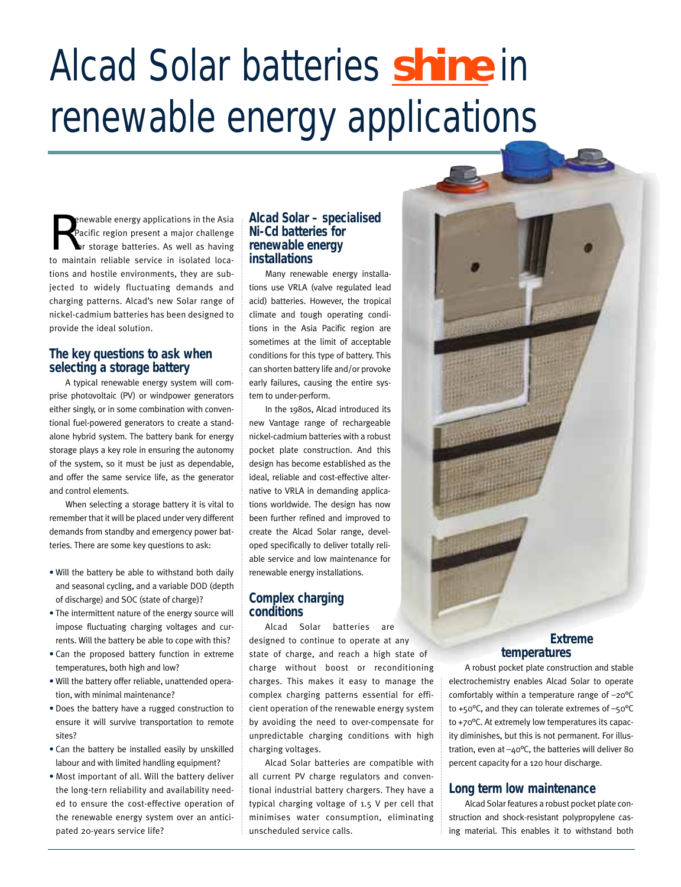# Alcad Solar batteries shine in renewable energy applications

Renewable energy applications in the Asia Pacific region present a major challenge for storage batteries. As well as having to maintain reliable service in isolated locations and hostile environments, they are subjected to widely fluctuating demands and charging patterns. Alcad's new Solar range of nickel-cadmium batteries has been designed to provide the ideal solution.

## The key questions to ask when selecting a storage battery

A typical renewable energy system will comprise photovoltaic (PV) or windpower generators either singly, or in some combination with conventional fuel-powered generators to create a stand-alone hybrid system. The battery bank for energy storage plays a key role in ensuring the autonomy of the system, so it must be just as dependable, and offer the same service life, as the generator and control elements.

When selecting a storage battery it is vital to remember that it will be placed under very different demands from standby and emergency power batteries. There are some key questions to ask:

- Will the battery be able to withstand both daily and seasonal cycling, and a variable DOD (depth of discharge) and SOC (state of charge)?
- The intermittent nature of the energy source will impose fluctuating charging voltages and currents. Will the battery be able to cope with this?
- Can the proposed battery function in extreme temperatures, both high and low?
- Will the battery offer reliable, unattended operation, with minimal maintenance?
- Does the battery have a rugged construction to ensure it will survive transportation to remote sites?
- Can the battery be installed easily by unskilled labour and with limited handling equipment?
- Most important of all. Will the battery deliver the long-tern reliability and availability needed to ensure the cost-effective operation of the renewable energy system over an anticipated 20-years service life?

## Alcad Solar – specialised Ni-Cd batteries for renewable energy installations

Many renewable energy installations use VRLA (valve regulated lead acid) batteries. However, the tropical climate and tough operating conditions in the Asia Pacific region are sometimes at the limit of acceptable conditions for this type of battery. This can shorten battery life and/or provoke early failures, causing the entire system to under-perform.

In the 1980s, Alcad introduced its new Vantage range of rechargeable nickel-cadmium batteries with a robust pocket plate construction. And this design has become established as the ideal, reliable and cost-effective alternative to VRLA in demanding applications worldwide. The design has now been further refined and improved to create the Alcad Solar range, developed specifically to deliver totally reliable service and low maintenance for renewable energy installations.

## Complex charging conditions

Alcad Solar batteries are designed to continue to operate at any state of charge, and reach a high state of charge without boost or reconditioning charges. This makes it easy to manage the complex charging patterns essential for efficient operation of the renewable energy system by avoiding the need to over-compensate for unpredictable charging conditions with high charging voltages.

Alcad Solar batteries are compatible with all current PV charge regulators and conventional industrial battery chargers. They have a typical charging voltage of 1.5 V per cell that minimises water consumption, eliminating unscheduled service calls.

## Extreme temperatures

A robust pocket plate construction and stable electrochemistry enables Alcad Solar to operate comfortably within a temperature range of –20°C to +50°C, and they can tolerate extremes of –50°C to +70°C. At extremely low temperatures its capacity diminishes, but this is not permanent. For illustration, even at –40°C, the batteries will deliver 80 percent capacity for a 120 hour discharge.

## Long term low maintenance

Alcad Solar features a robust pocket plate construction and shock-resistant polypropylene casing material. This enables it to withstand both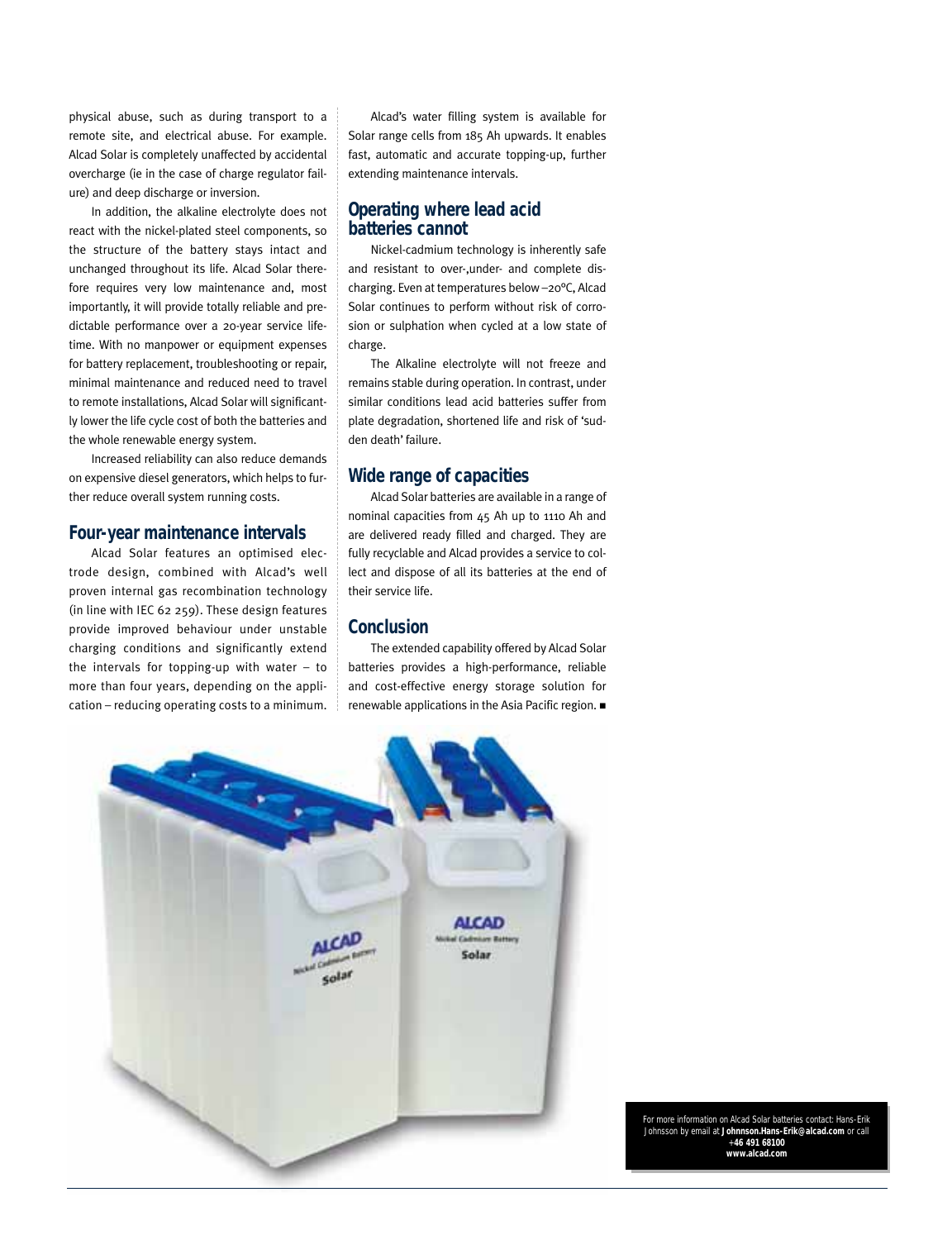physical abuse, such as during transport to a remote site, and electrical abuse. For example. Alcad Solar is completely unaffected by accidental overcharge (ie in the case of charge regulator failure) and deep discharge or inversion.

In addition, the alkaline electrolyte does not react with the nickel-plated steel components, so the structure of the battery stays intact and unchanged throughout its life. Alcad Solar therefore requires very low maintenance and, most importantly, it will provide totally reliable and predictable performance over a 20-year service lifetime. With no manpower or equipment expenses for battery replacement, troubleshooting or repair, minimal maintenance and reduced need to travel to remote installations, Alcad Solar will significantly lower the life cycle cost of both the batteries and the whole renewable energy system.

Increased reliability can also reduce demands on expensive diesel generators, which helps to further reduce overall system running costs.

## Four-year maintenance intervals

Alcad Solar features an optimised electrode design, combined with Alcad's well proven internal gas recombination technology (in line with IEC 62 259). These design features provide improved behaviour under unstable charging conditions and significantly extend the intervals for topping-up with water – to more than four years, depending on the application – reducing operating costs to a minimum.

Alcad's water filling system is available for Solar range cells from 185 Ah upwards. It enables fast, automatic and accurate topping-up, further extending maintenance intervals.

## Operating where lead acid batteries cannot

Nickel-cadmium technology is inherently safe and resistant to over-,under- and complete discharging. Even at temperatures below –20°C, Alcad Solar continues to perform without risk of corrosion or sulphation when cycled at a low state of charge.

The Alkaline electrolyte will not freeze and remains stable during operation. In contrast, under similar conditions lead acid batteries suffer from plate degradation, shortened life and risk of 'sudden death' failure.

## Wide range of capacities

Alcad Solar batteries are available in a range of nominal capacities from 45 Ah up to 1110 Ah and are delivered ready filled and charged. They are fully recyclable and Alcad provides a service to collect and dispose of all its batteries at the end of their service life.

## Conclusion

The extended capability offered by Alcad Solar batteries provides a high-performance, reliable and cost-effective energy storage solution for renewable applications in the Asia Pacific region. ■

For more information on Alcad Solar batteries contact: Hans-Erik Johnsson by email at **Johnnson.Hans-Erik@alcad.com** or call **+46 491 68100**
**www.alcad.com**